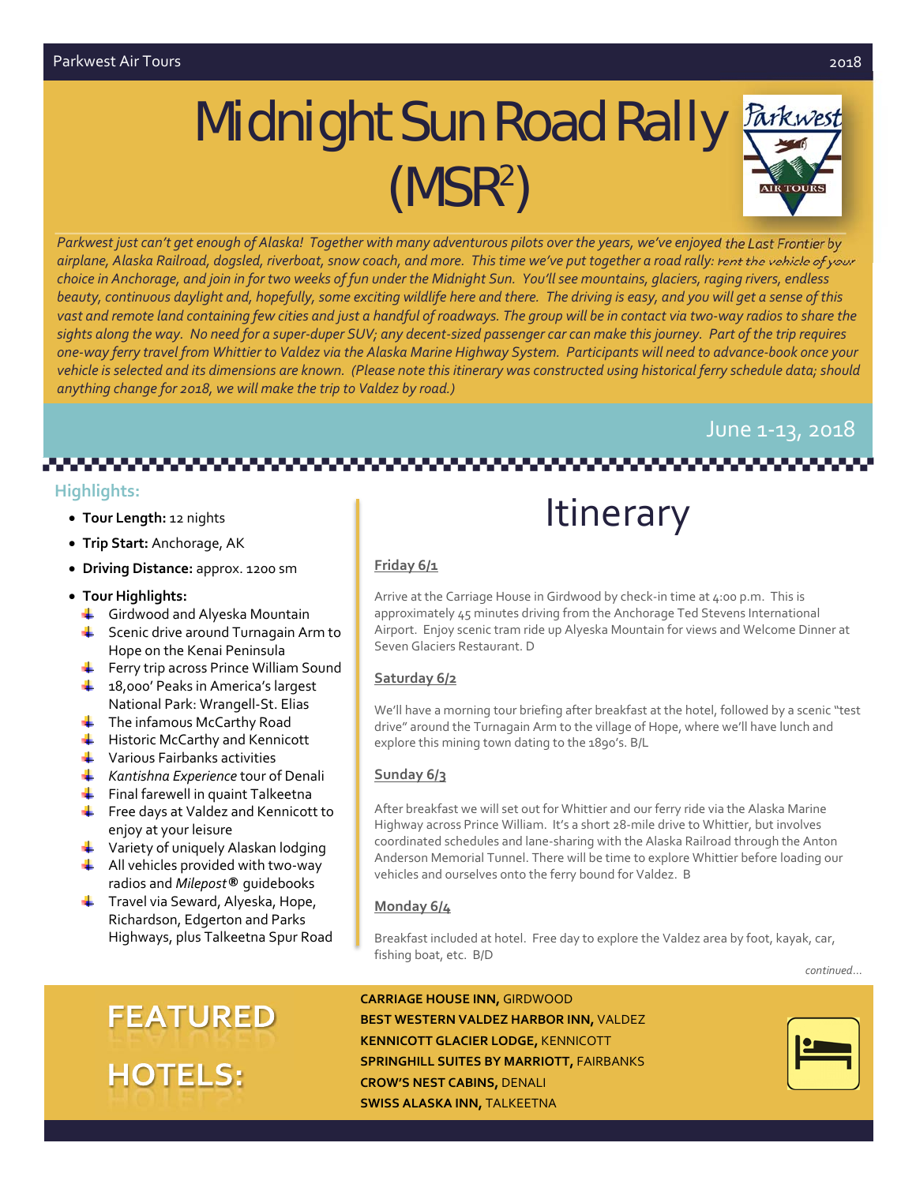# Midnight Sun Road Rally (MSR²)

*Parkwest just can't get enough of Alaska! Together with many adventurous pilots over the years, we've enjoyed the Last Frontier by airplane, Alaska Railroad, dogsled, riverboat, snow coach, and more. This time we've put together a road rally: rent the vehicle of your choice in Anchorage, and join in for two weeks of fun under the Midnight Sun. You'll see mountains, glaciers, raging rivers, endless beauty, continuous daylight and, hopefully, some exciting wildlife here and there. The driving is easy, and you will get a sense of this vast and remote land containing few cities and just a handful of roadways. The group will be in contact via two-way radios to share the sights along the way. No need for a super-duper SUV; any decent-sized passenger car can make this journey. Part of the trip requires one-way ferry travel from Whittier to Valdez via the Alaska Marine Highway System. Participants will need to advance-book once your vehicle is selected and its dimensions are known. (Please note this itinerary was constructed using historical ferry schedule data; should anything change for 2018, we will make the trip to Valdez by road.)*

June 1-13, 2018

## Highlights:

- **Tour Length:** 12 nights
- **Trip Start:** Anchorage, AK
- **Driving Distance:** approx. 1200 sm
- **Tour Highlights:**
  - Girdwood and Alyeska Mountain
  - Scenic drive around Turnagain Arm to Hope on the Kenai Peninsula
  - Ferry trip across Prince William Sound
  - 18,000' Peaks in America's largest National Park: Wrangell-St. Elias
  - The infamous McCarthy Road
  - Historic McCarthy and Kennicott
  - Various Fairbanks activities
  - *Kantishna Experience* tour of Denali
  - Final farewell in quaint Talkeetna
  - Free days at Valdez and Kennicott to enjoy at your leisure
  - Variety of uniquely Alaskan lodging
  - All vehicles provided with two-way radios and *Milepost®* guidebooks
  - Travel via Seward, Alyeska, Hope, Richardson, Edgerton and Parks Highways, plus Talkeetna Spur Road

# Itinerary

**Friday 6/1**

Arrive at the Carriage House in Girdwood by check-in time at 4:00 p.m. This is approximately 45 minutes driving from the Anchorage Ted Stevens International Airport. Enjoy scenic tram ride up Alyeska Mountain for views and Welcome Dinner at Seven Glaciers Restaurant. D

**Saturday 6/2**

We'll have a morning tour briefing after breakfast at the hotel, followed by a scenic "test drive" around the Turnagain Arm to the village of Hope, where we'll have lunch and explore this mining town dating to the 1890's. B/L

**Sunday 6/3**

After breakfast we will set out for Whittier and our ferry ride via the Alaska Marine Highway across Prince William. It's a short 28-mile drive to Whittier, but involves coordinated schedules and lane-sharing with the Alaska Railroad through the Anton Anderson Memorial Tunnel. There will be time to explore Whittier before loading our vehicles and ourselves onto the ferry bound for Valdez. B

**Monday 6/4**

Breakfast included at hotel. Free day to explore the Valdez area by foot, kayak, car, fishing boat, etc. B/D

*continued…*

## FEATURED HOTELS:

**CARRIAGE HOUSE INN,** GIRDWOOD
**BEST WESTERN VALDEZ HARBOR INN,** VALDEZ
**KENNICOTT GLACIER LODGE,** KENNICOTT
**SPRINGHILL SUITES BY MARRIOTT,** FAIRBANKS
**CROW'S NEST CABINS,** DENALI
**SWISS ALASKA INN,** TALKEETNA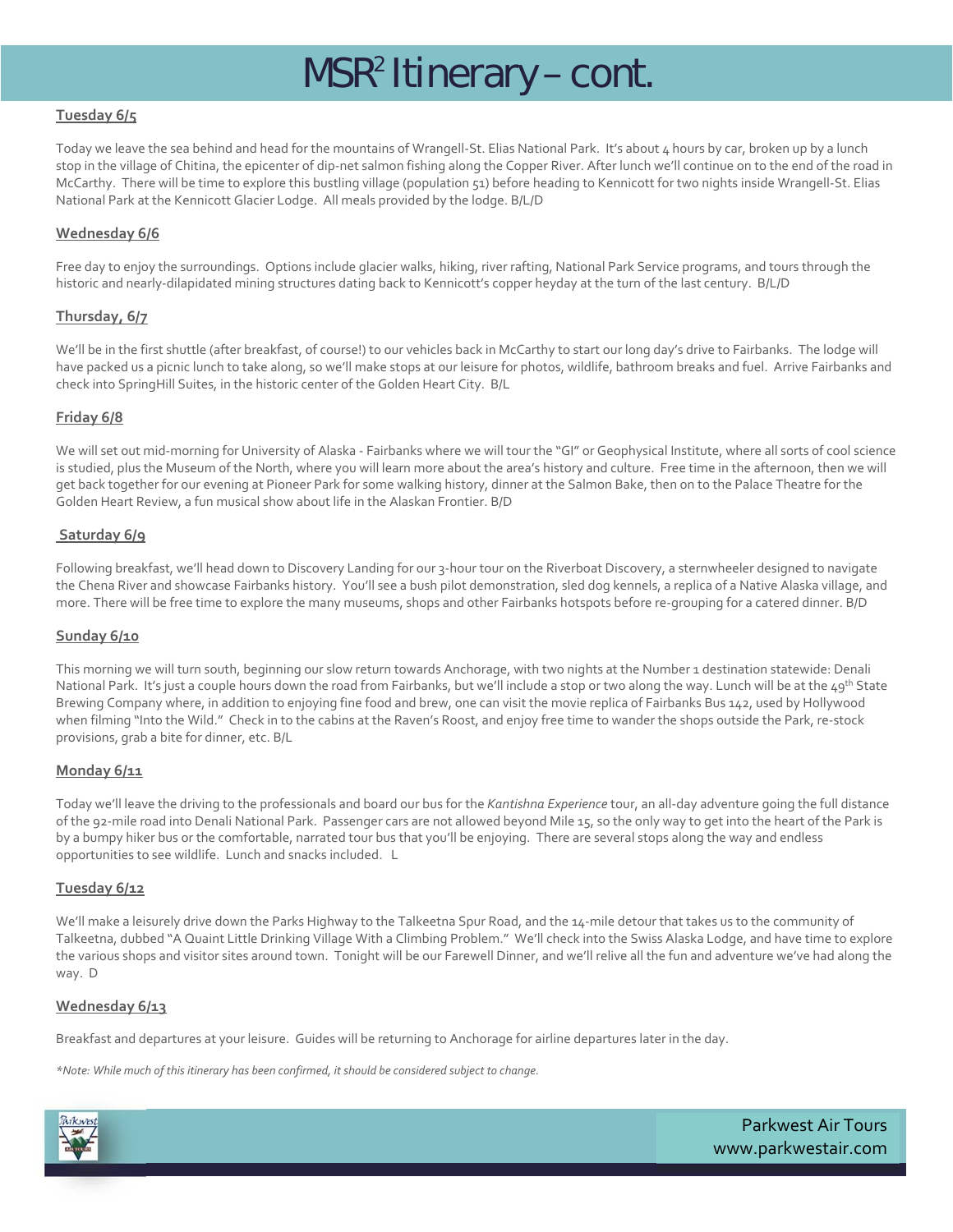# MSR² Itinerary – cont.

**Tuesday 6/5**

Today we leave the sea behind and head for the mountains of Wrangell-St. Elias National Park. It's about 4 hours by car, broken up by a lunch stop in the village of Chitina, the epicenter of dip-net salmon fishing along the Copper River. After lunch we'll continue on to the end of the road in McCarthy. There will be time to explore this bustling village (population 51) before heading to Kennicott for two nights inside Wrangell-St. Elias National Park at the Kennicott Glacier Lodge. All meals provided by the lodge. B/L/D

**Wednesday 6/6**

Free day to enjoy the surroundings. Options include glacier walks, hiking, river rafting, National Park Service programs, and tours through the historic and nearly-dilapidated mining structures dating back to Kennicott's copper heyday at the turn of the last century. B/L/D

**Thursday, 6/7**

We'll be in the first shuttle (after breakfast, of course!) to our vehicles back in McCarthy to start our long day's drive to Fairbanks. The lodge will have packed us a picnic lunch to take along, so we'll make stops at our leisure for photos, wildlife, bathroom breaks and fuel. Arrive Fairbanks and check into SpringHill Suites, in the historic center of the Golden Heart City. B/L

**Friday 6/8**

We will set out mid-morning for University of Alaska - Fairbanks where we will tour the "GI" or Geophysical Institute, where all sorts of cool science is studied, plus the Museum of the North, where you will learn more about the area's history and culture. Free time in the afternoon, then we will get back together for our evening at Pioneer Park for some walking history, dinner at the Salmon Bake, then on to the Palace Theatre for the Golden Heart Review, a fun musical show about life in the Alaskan Frontier. B/D

**Saturday 6/9**

Following breakfast, we'll head down to Discovery Landing for our 3-hour tour on the Riverboat Discovery, a sternwheeler designed to navigate the Chena River and showcase Fairbanks history. You'll see a bush pilot demonstration, sled dog kennels, a replica of a Native Alaska village, and more. There will be free time to explore the many museums, shops and other Fairbanks hotspots before re-grouping for a catered dinner. B/D

**Sunday 6/10**

This morning we will turn south, beginning our slow return towards Anchorage, with two nights at the Number 1 destination statewide: Denali National Park. It's just a couple hours down the road from Fairbanks, but we'll include a stop or two along the way. Lunch will be at the 49th State Brewing Company where, in addition to enjoying fine food and brew, one can visit the movie replica of Fairbanks Bus 142, used by Hollywood when filming "Into the Wild." Check in to the cabins at the Raven's Roost, and enjoy free time to wander the shops outside the Park, re-stock provisions, grab a bite for dinner, etc. B/L

**Monday 6/11**

Today we'll leave the driving to the professionals and board our bus for the *Kantishna Experience* tour, an all-day adventure going the full distance of the 92-mile road into Denali National Park. Passenger cars are not allowed beyond Mile 15, so the only way to get into the heart of the Park is by a bumpy hiker bus or the comfortable, narrated tour bus that you'll be enjoying. There are several stops along the way and endless opportunities to see wildlife. Lunch and snacks included. L

**Tuesday 6/12**

We'll make a leisurely drive down the Parks Highway to the Talkeetna Spur Road, and the 14-mile detour that takes us to the community of Talkeetna, dubbed "A Quaint Little Drinking Village With a Climbing Problem." We'll check into the Swiss Alaska Lodge, and have time to explore the various shops and visitor sites around town. Tonight will be our Farewell Dinner, and we'll relive all the fun and adventure we've had along the way. D

**Wednesday 6/13**

Breakfast and departures at your leisure. Guides will be returning to Anchorage for airline departures later in the day.

*\*Note: While much of this itinerary has been confirmed, it should be considered subject to change.*

Parkwest Air Tours
www.parkwestair.com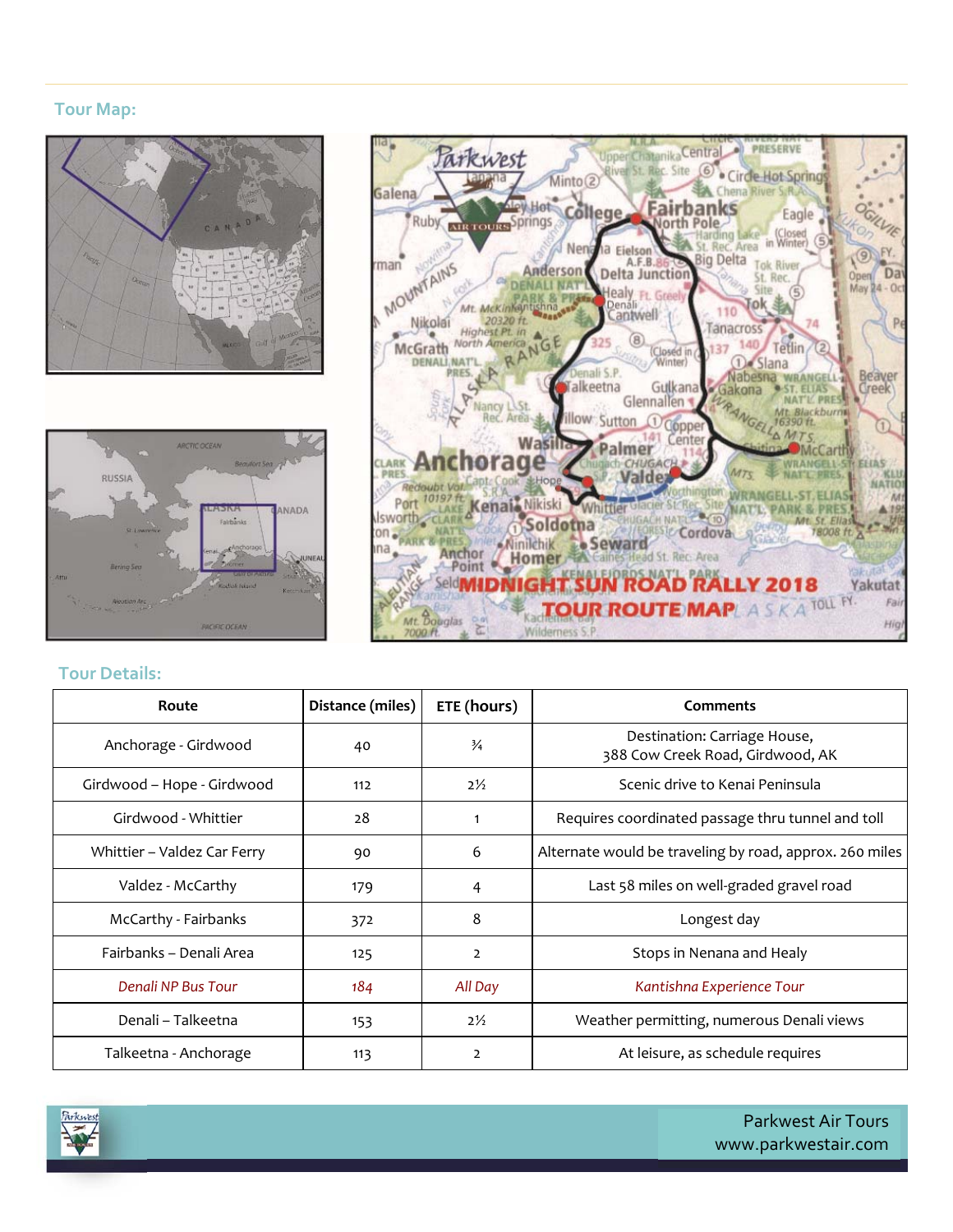## Tour Map:

## Tour Details:

| Route | Distance (miles) | ETE (hours) | Comments |
|---|---|---|---|
| Anchorage - Girdwood | 40 | ¾ | Destination: Carriage House, 388 Cow Creek Road, Girdwood, AK |
| Girdwood – Hope - Girdwood | 112 | 2½ | Scenic drive to Kenai Peninsula |
| Girdwood - Whittier | 28 | 1 | Requires coordinated passage thru tunnel and toll |
| Whittier – Valdez Car Ferry | 90 | 6 | Alternate would be traveling by road, approx. 260 miles |
| Valdez - McCarthy | 179 | 4 | Last 58 miles on well-graded gravel road |
| McCarthy - Fairbanks | 372 | 8 | Longest day |
| Fairbanks – Denali Area | 125 | 2 | Stops in Nenana and Healy |
| *Denali NP Bus Tour* | *184* | *All Day* | *Kantishna Experience Tour* |
| Denali – Talkeetna | 153 | 2½ | Weather permitting, numerous Denali views |
| Talkeetna - Anchorage | 113 | 2 | At leisure, as schedule requires |

Parkwest Air Tours
www.parkwestair.com